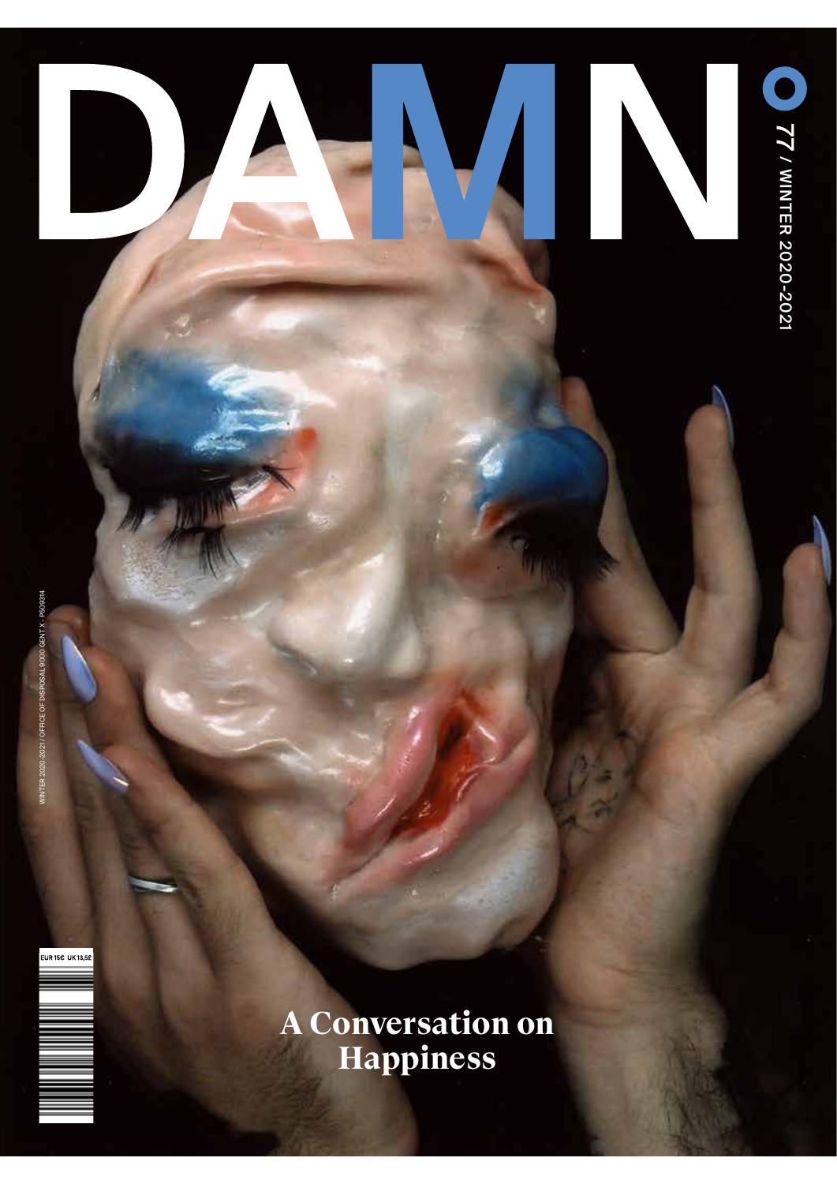# DAMN°

77 / WINTER 2020–2021

WINTER 2020-2021 / OFFICE OF DISPOSAL 9000 GENT X - P509314

EUR 15€ UK 13,5£

## A Conversation on Happiness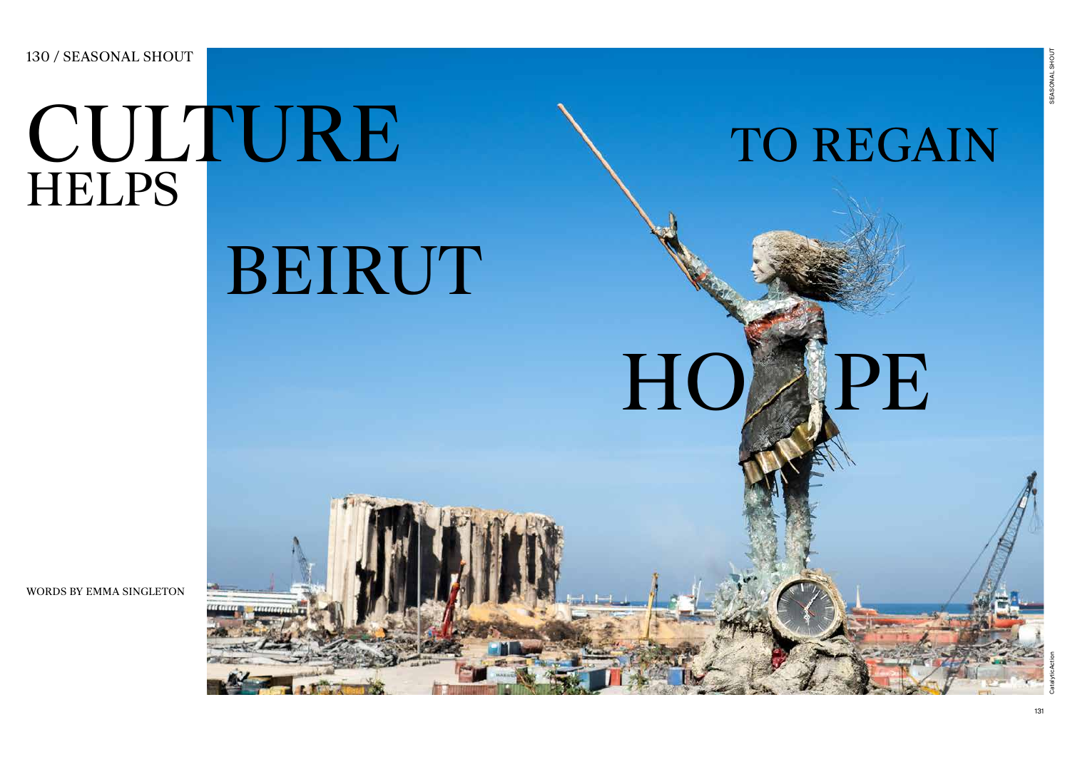# CULTURE HELPS BEIRUT TO REGAIN HOPE

WORDS BY EMMA SINGLETON

CatalyticAction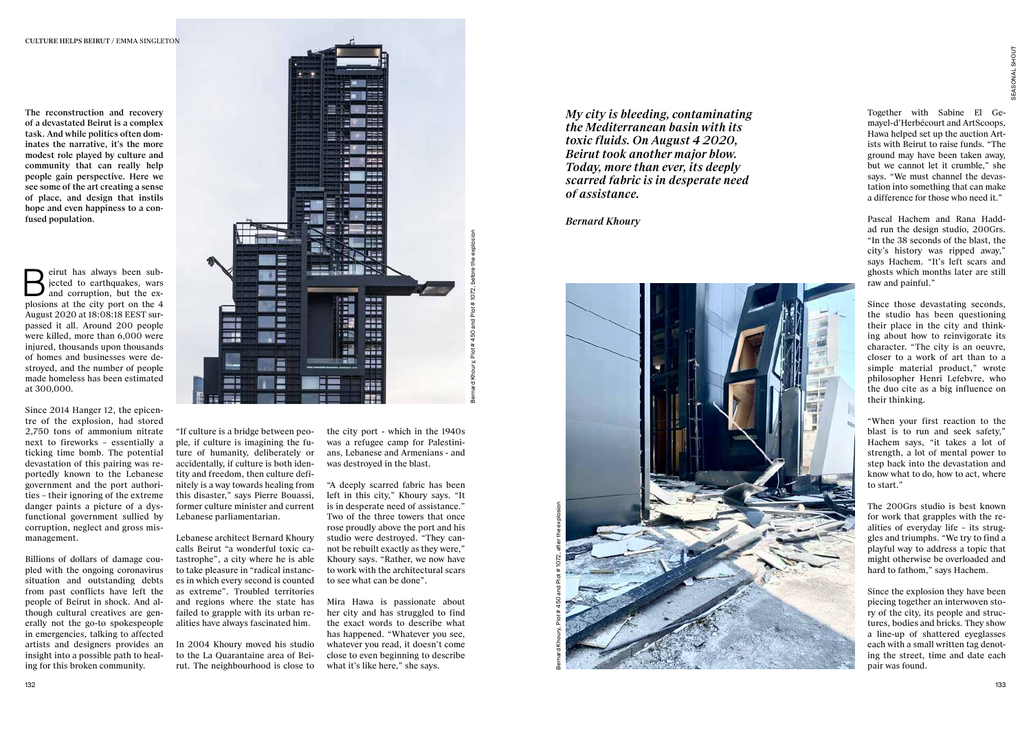The reconstruction and recovery of a devastated Beirut is a complex task. And while politics often dominates the narrative, it's the more modest role played by culture and community that can really help people gain perspective. Here we see some of the art creating a sense of place, and design that instils hope and even happiness to a confused population.

Beirut has always been subjected to earthquakes, wars and corruption, but the explosions at the city port on the 4 August 2020 at 18:08:18 EEST surpassed it all. Around 200 people were killed, more than 6,000 were injured, thousands upon thousands of homes and businesses were destroyed, and the number of people made homeless has been estimated at 300,000.

Since 2014 Hanger 12, the epicentre of the explosion, had stored 2,750 tons of ammonium nitrate next to fireworks – essentially a ticking time bomb. The potential devastation of this pairing was reportedly known to the Lebanese government and the port authorities – their ignoring of the extreme danger paints a picture of a dysfunctional government sullied by corruption, neglect and gross mismanagement.

Billions of dollars of damage coupled with the ongoing coronavirus situation and outstanding debts from past conflicts have left the people of Beirut in shock. And although cultural creatives are generally not the go-to spokespeople in emergencies, talking to affected artists and designers provides an insight into a possible path to healing for this broken community.

"If culture is a bridge between people, if culture is imagining the future of humanity, deliberately or accidentally, if culture is both identity and freedom, then culture definitely is a way towards healing from this disaster," says Pierre Bouassi, former culture minister and current Lebanese parliamentarian.

Lebanese architect Bernard Khoury calls Beirut "a wonderful toxic catastrophe", a city where he is able to take pleasure in "radical instances in which every second is counted as extreme". Troubled territories and regions where the state has failed to grapple with its urban realities have always fascinated him.

In 2004 Khoury moved his studio to the La Quarantaine area of Beirut. The neighbourhood is close to the city port - which in the 1940s was a refugee camp for Palestinians, Lebanese and Armenians - and was destroyed in the blast.

Bernard Khoury, Plot # 450 and Plot # 1072, before the explosion

"A deeply scarred fabric has been left in this city," Khoury says. "It is in desperate need of assistance." Two of the three towers that once rose proudly above the port and his studio were destroyed. "They cannot be rebuilt exactly as they were," Khoury says. "Rather, we now have to work with the architectural scars to see what can be done".

Mira Hawa is passionate about her city and has struggled to find the exact words to describe what has happened. "Whatever you see, whatever you read, it doesn't come close to even beginning to describe what it's like here," she says.

*My city is bleeding, contaminating the Mediterranean basin with its toxic fluids. On August 4 2020, Beirut took another major blow. Today, more than ever, its deeply scarred fabric is in desperate need of assistance.*

*Bernard Khoury*

Bernard Khoury, Plot # 450 and Plot # 1072, after the explosion

Together with Sabine El Gemayel-d'Herbécourt and ArtScoops, Hawa helped set up the auction Artists with Beirut to raise funds. "The ground may have been taken away, but we cannot let it crumble," she says. "We must channel the devastation into something that can make a difference for those who need it."

Pascal Hachem and Rana Haddad run the design studio, 200Grs. "In the 38 seconds of the blast, the city's history was ripped away," says Hachem. "It's left scars and ghosts which months later are still raw and painful."

Since those devastating seconds, the studio has been questioning their place in the city and thinking about how to reinvigorate its character. "The city is an oeuvre, closer to a work of art than to a simple material product," wrote philosopher Henri Lefebvre, who the duo cite as a big influence on their thinking.

"When your first reaction to the blast is to run and seek safety," Hachem says, "it takes a lot of strength, a lot of mental power to step back into the devastation and know what to do, how to act, where to start."

The 200Grs studio is best known for work that grapples with the realities of everyday life – its struggles and triumphs. "We try to find a playful way to address a topic that might otherwise be overloaded and hard to fathom," says Hachem.

Since the explosion they have been piecing together an interwoven story of the city, its people and structures, bodies and bricks. They show a line-up of shattered eyeglasses each with a small written tag denoting the street, time and date each pair was found.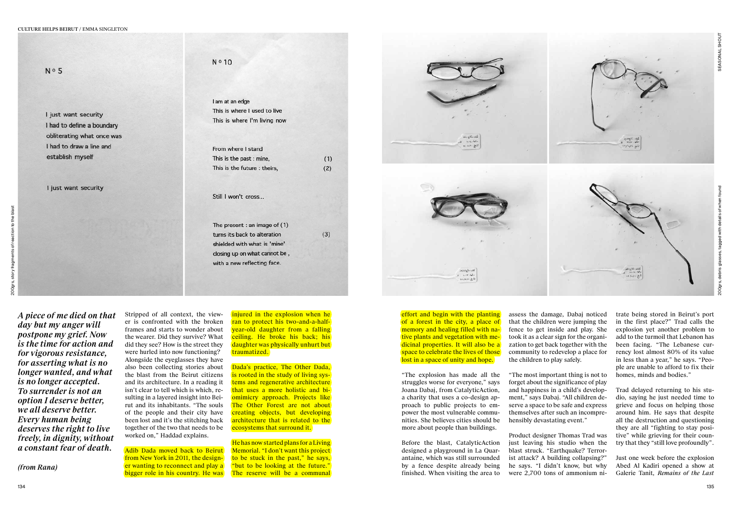N° 5

I just want security
I had to define a boundary
obliterating what once was
I had to draw a line and
establish myself

I just want security

N° 10

I am at an edge
This is where I used to live
This is where I'm living now

From where I stand
This is the past : mine, (1)
This is the future : theirs, (2)

Still I won't cross...

The present : an image of (1)
turns its back to alteration (3)
shielded with what is 'mine'
closing up on what cannot be ,
with a new reflecting face.

200grs, story fragments of reaction to the blast

200grs, debris glasses, tagged with details of when found

***A piece of me died on that day but my anger will postpone my grief. Now is the time for action and for vigorous resistance, for asserting what is no longer wanted, and what is no longer accepted. To surrender is not an option I deserve better, we all deserve better. Every human being deserves the right to live freely, in dignity, without a constant fear of death.***

***(from Rana)***

Stripped of all context, the viewer is confronted with the broken frames and starts to wonder about the wearer. Did they survive? What did they see? How is the street they were hurled into now functioning? Alongside the eyeglasses they have also been collecting stories about the blast from the Beirut citizens and its architecture. In a reading it isn't clear to tell which is which, resulting in a layered insight into Beirut and its inhabitants. "The souls of the people and their city have been lost and it's the stitching back together of the two that needs to be worked on," Haddad explains.

Adib Dada moved back to Beirut from New York in 2011, the designer wanting to reconnect and play a bigger role in his country. He was injured in the explosion when he ran to protect his two-and-a-half-year-old daughter from a falling ceiling. He broke his back; his daughter was physically unhurt but traumatized.

Dada's practice, The Other Dada, is rooted in the study of living systems and regenerative architecture that uses a more holistic and biomimicry approach. Projects like The Other Forest are not about creating objects, but developing architecture that is related to the ecosystems that surround it.

He has now started plans for a Living Memorial. "I don't want this project to be stuck in the past," he says, "but to be looking at the future." The reserve will be a communal effort and begin with the planting of a forest in the city, a place of memory and healing filled with native plants and vegetation with medicinal properties. It will also be a space to celebrate the lives of those lost in a space of unity and hope.

"The explosion has made all the struggles worse for everyone," says Joana Dabaj, from CatalyticAction, a charity that uses a co-design approach to public projects to empower the most vulnerable communities. She believes cities should be more about people than buildings.

Before the blast, CatalyticAction designed a playground in La Quarantaine, which was still surrounded by a fence despite already being finished. When visiting the area to assess the damage, Dabaj noticed that the children were jumping the fence to get inside and play. She took it as a clear sign for the organization to get back together with the community to redevelop a place for the children to play safely.

"The most important thing is not to forget about the significance of play and happiness in a child's development," says Dabaj. "All children deserve a space to be safe and express themselves after such an incomprehensibly devastating event."

Product designer Thomas Trad was just leaving his studio when the blast struck. "Earthquake? Terrorist attack? A building collapsing?" he says. "I didn't know, but why were 2,700 tons of ammonium nitrate being stored in Beirut's port in the first place?" Trad calls the explosion yet another problem to add to the turmoil that Lebanon has been facing. "The Lebanese currency lost almost 80% of its value in less than a year," he says. "People are unable to afford to fix their homes, minds and bodies."

Trad delayed returning to his studio, saying he just needed time to grieve and focus on helping those around him. He says that despite all the destruction and questioning they are all "fighting to stay positive" while grieving for their country that they "still love profoundly".

Just one week before the explosion Abed Al Kadiri opened a show at Galerie Tanit, *Remains of the Last*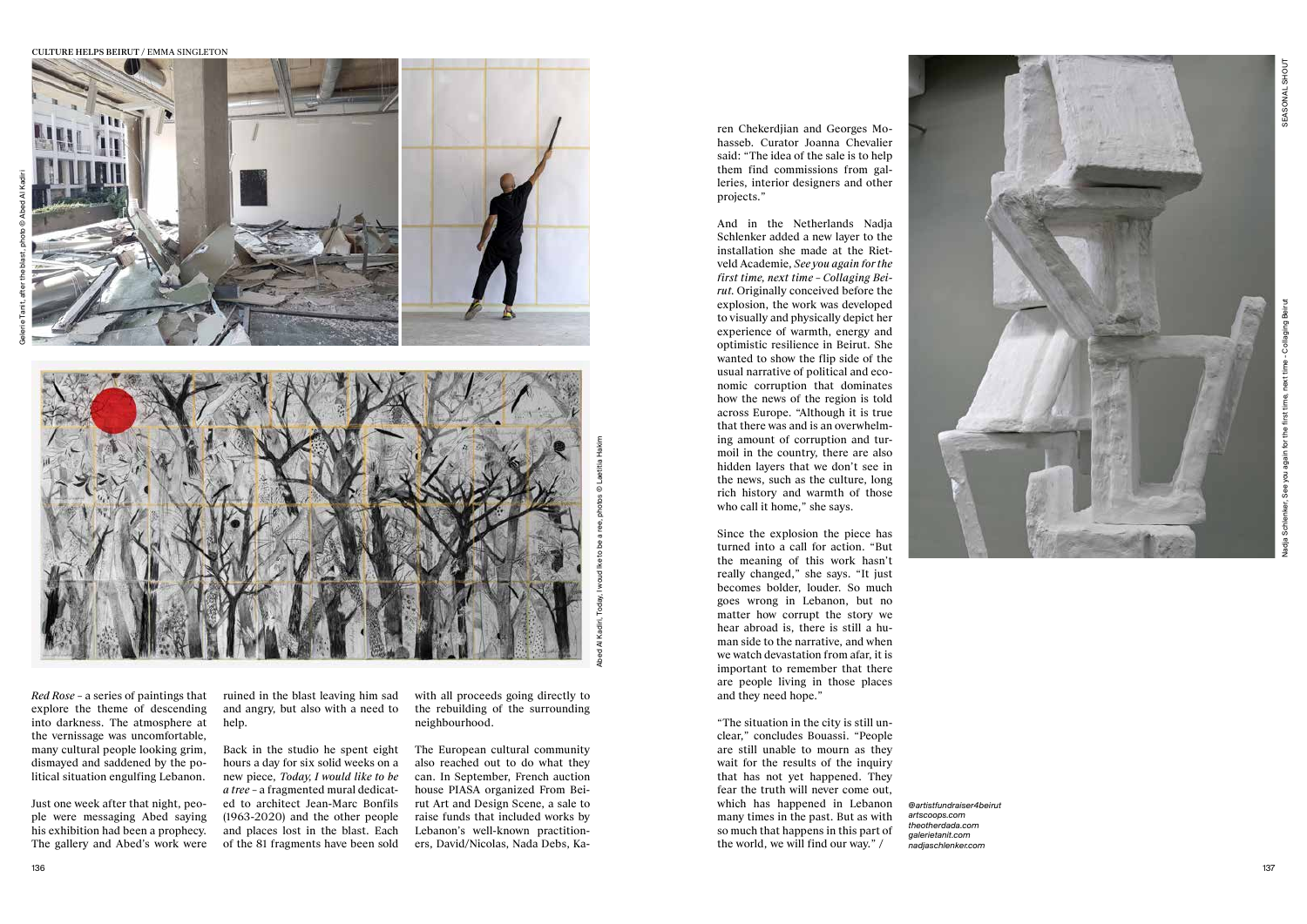Galerie Tanit, after the blast, photo © Abed Al Kadiri

Abed Al Kadiri, Today, I would like to be a tree, photos © Laetitia Hakim

*Red Rose* – a series of paintings that explore the theme of descending into darkness. The atmosphere at the vernissage was uncomfortable, many cultural people looking grim, dismayed and saddened by the political situation engulfing Lebanon.

Just one week after that night, people were messaging Abed saying his exhibition had been a prophecy. The gallery and Abed's work were ruined in the blast leaving him sad and angry, but also with a need to help.

Back in the studio he spent eight hours a day for six solid weeks on a new piece, *Today, I would like to be a tree* – a fragmented mural dedicated to architect Jean-Marc Bonfils (1963-2020) and the other people and places lost in the blast. Each of the 81 fragments have been sold with all proceeds going directly to the rebuilding of the surrounding neighbourhood.

The European cultural community also reached out to do what they can. In September, French auction house PIASA organized From Beirut Art and Design Scene, a sale to raise funds that included works by Lebanon's well-known practitioners, David/Nicolas, Nada Debs, Karen Chekerdjian and Georges Mohasseb. Curator Joanna Chevalier said: "The idea of the sale is to help them find commissions from galleries, interior designers and other projects."

And in the Netherlands Nadja Schlenker added a new layer to the installation she made at the Rietveld Academie, *See you again for the first time, next time – Collaging Beirut*. Originally conceived before the explosion, the work was developed to visually and physically depict her experience of warmth, energy and optimistic resilience in Beirut. She wanted to show the flip side of the usual narrative of political and economic corruption that dominates how the news of the region is told across Europe. "Although it is true that there was and is an overwhelming amount of corruption and turmoil in the country, there are also hidden layers that we don't see in the news, such as the culture, long rich history and warmth of those who call it home," she says.

Since the explosion the piece has turned into a call for action. "But the meaning of this work hasn't really changed," she says. "It just becomes bolder, louder. So much goes wrong in Lebanon, but no matter how corrupt the story we hear abroad is, there is still a human side to the narrative, and when we watch devastation from afar, it is important to remember that there are people living in those places and they need hope."

"The situation in the city is still unclear," concludes Bouassi. "People are still unable to mourn as they wait for the results of the inquiry that has not yet happened. They fear the truth will never come out, which has happened in Lebanon many times in the past. But as with so much that happens in this part of the world, we will find our way." /

Nadja Schlenker, See you again for the first time, next time – Collaging Beirut

*@artistfundraiser4beirut*
*artscoops.com*
*theotherdada.com*
*galerietanit.com*
*nadjaschlenker.com*